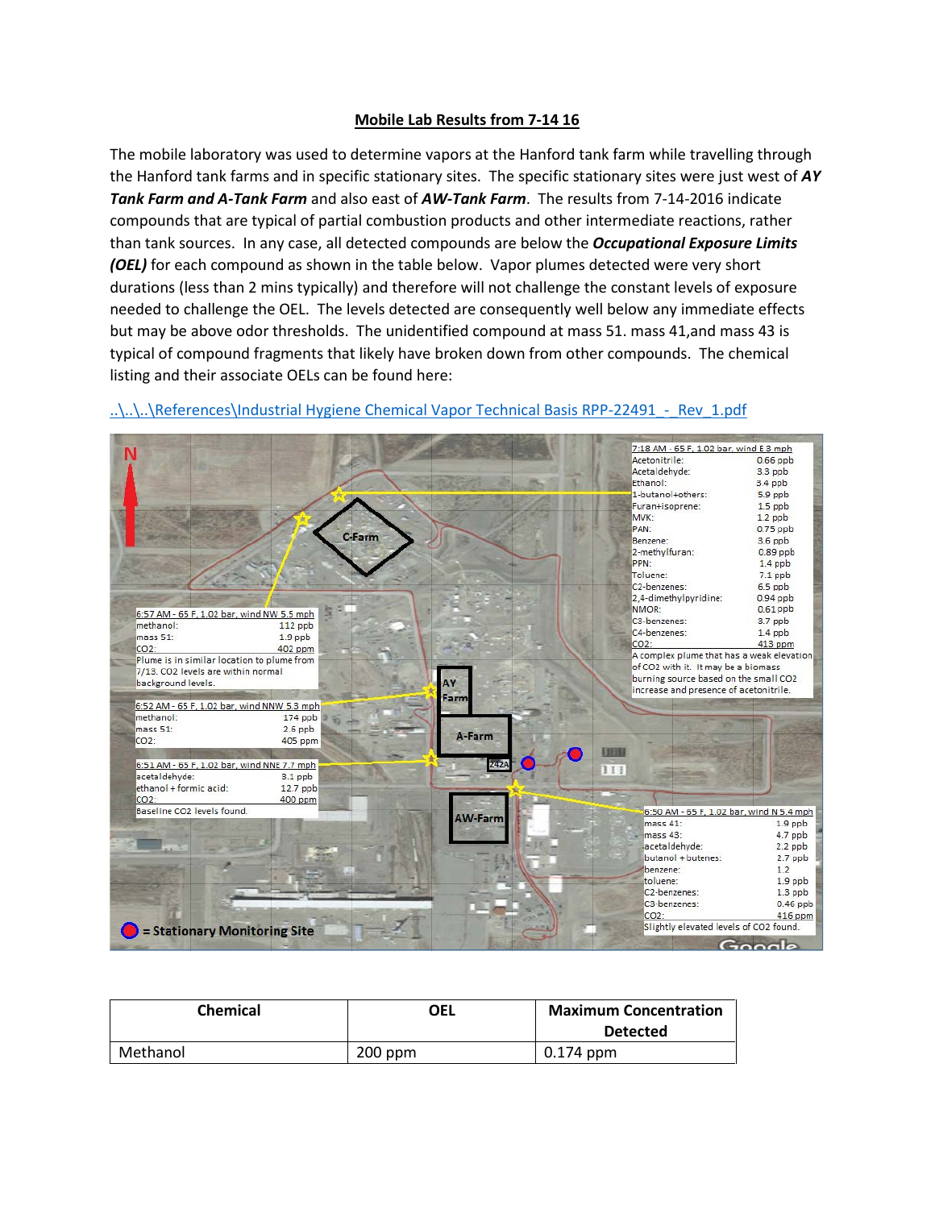## Mobile Lab Results from 7-14 16

The mobile laboratory was used to determine vapors at the Hanford tank farm while travelling through the Hanford tank farms and in specific stationary sites. The specific stationary sites were just west of ***AY Tank Farm and A-Tank Farm*** and also east of ***AW-Tank Farm***. The results from 7-14-2016 indicate compounds that are typical of partial combustion products and other intermediate reactions, rather than tank sources. In any case, all detected compounds are below the ***Occupational Exposure Limits (OEL)*** for each compound as shown in the table below. Vapor plumes detected were very short durations (less than 2 mins typically) and therefore will not challenge the constant levels of exposure needed to challenge the OEL. The levels detected are consequently well below any immediate effects but may be above odor thresholds. The unidentified compound at mass 51. mass 41,and mass 43 is typical of compound fragments that likely have broken down from other compounds. The chemical listing and their associate OELs can be found here:

..\..\..\References\Industrial Hygiene Chemical Vapor Technical Basis RPP-22491 - Rev 1.pdf

N

C-Farm

AY Farm

A-Farm

242A

AW-Farm

7:18 AM - 65 F, 1.02 bar, wind E 3 mph

| | |
|---|---|
| Acetonitrile: | 0.66 ppb |
| Acetaldehyde: | 3.3 ppb |
| Ethanol: | 3.4 ppb |
| 1-butanol+others: | 5.9 ppb |
| Furan+isoprene: | 1.5 ppb |
| MVK: | 1.2 ppb |
| PAN: | 0.75 ppb |
| Benzene: | 3.6 ppb |
| 2-methylfuran: | 0.89 ppb |
| PPN: | 1.4 ppb |
| Toluene: | 7.1 ppb |
| C2-benzenes: | 6.5 ppb |
| 2,4-dimethylpyridine: | 0.94 ppb |
| NMOR: | 0.61 ppb |
| C3-benzenes: | 3.7 ppb |
| C4-benzenes: | 1.4 ppb |
| CO2: | 413 ppm |

A complex plume that has a weak elevation of CO2 with it. It may be a biomass burning source based on the small CO2 increase and presence of acetonitrile.

6:57 AM - 65 F, 1.02 bar, wind NW 5.5 mph

| | |
|---|---|
| methanol: | 112 ppb |
| mass 51: | 1.9 ppb |
| CO2: | 402 ppm |

Plume is in similar location to plume from 7/13. CO2 levels are within normal background levels.

6:52 AM - 65 F, 1.02 bar, wind NNW 5.3 mph

| | |
|---|---|
| methanol: | 174 ppb |
| mass 51: | 2.6 ppb |
| CO2: | 405 ppm |

6:51 AM - 65 F, 1.02 bar, wind NNE 7.7 mph

| | |
|---|---|
| acetaldehyde: | 3.1 ppb |
| ethanol + formic acid: | 12.7 ppb |
| CO2: | 400 ppm |

Baseline CO2 levels found.

6:50 AM - 65 F, 1.02 bar, wind N 5.4 mph

| | |
|---|---|
| mass 41: | 1.9 ppb |
| mass 43: | 4.7 ppb |
| acetaldehyde: | 2.2 ppb |
| butanol + butenes: | 2.7 ppb |
| benzene: | 1.2 |
| toluene: | 1.9 ppb |
| C2-benzenes: | 1.3 ppb |
| C3-benzenes: | 0.46 ppb |
| CO2: | 416 ppm |

Slightly elevated levels of CO2 found.

● = Stationary Monitoring Site

| Chemical | OEL | Maximum Concentration Detected |
|---|---|---|
| Methanol | 200 ppm | 0.174 ppm |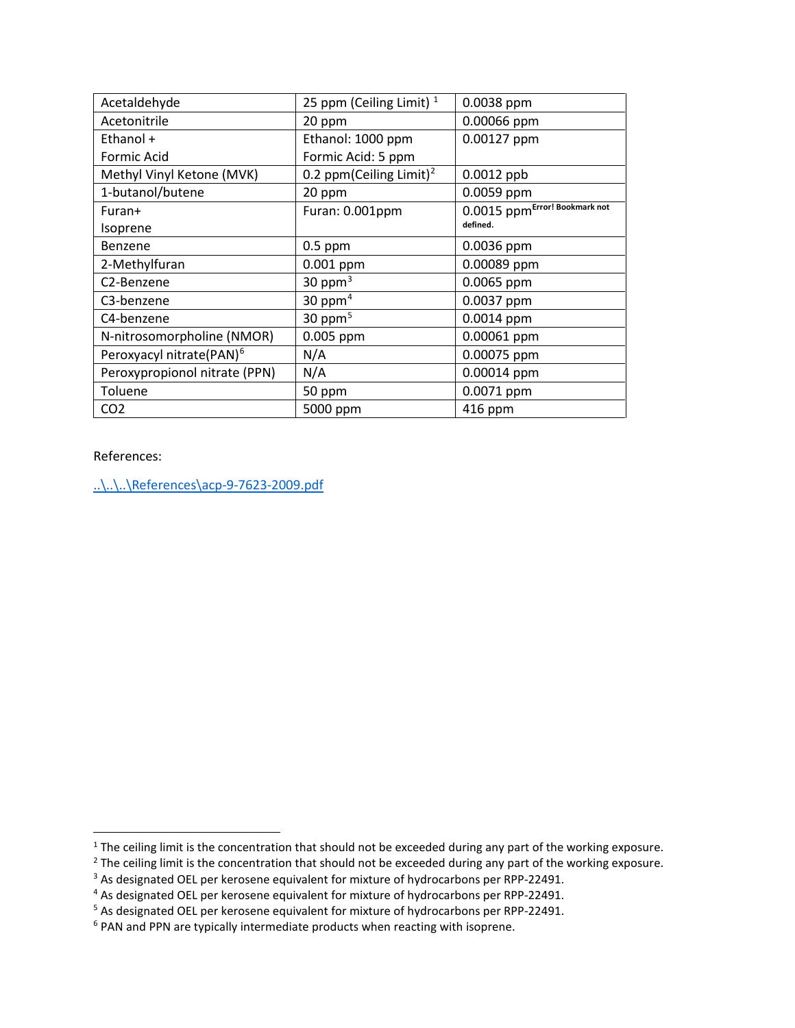| | | |
|---|---|---|
| Acetaldehyde | 25 ppm (Ceiling Limit) [1] | 0.0038 ppm |
| Acetonitrile | 20 ppm | 0.00066 ppm |
| Ethanol +<br>Formic Acid | Ethanol: 1000 ppm<br>Formic Acid: 5 ppm | 0.00127 ppm |
| Methyl Vinyl Ketone (MVK) | 0.2 ppm(Ceiling Limit)[2] | 0.0012 ppb |
| 1-butanol/butene | 20 ppm | 0.0059 ppm |
| Furan+<br>Isoprene | Furan: 0.001ppm | 0.0015 ppm[Error! Bookmark not defined.] |
| Benzene | 0.5 ppm | 0.0036 ppm |
| 2-Methylfuran | 0.001 ppm | 0.00089 ppm |
| C2-Benzene | 30 ppm[3] | 0.0065 ppm |
| C3-benzene | 30 ppm[4] | 0.0037 ppm |
| C4-benzene | 30 ppm[5] | 0.0014 ppm |
| N-nitrosomorpholine (NMOR) | 0.005 ppm | 0.00061 ppm |
| Peroxyacyl nitrate(PAN)[6] | N/A | 0.00075 ppm |
| Peroxypropionol nitrate (PPN) | N/A | 0.00014 ppm |
| Toluene | 50 ppm | 0.0071 ppm |
| $CO_2$ | 5000 ppm | 416 ppm |

References:

..\..\..\References\acp-9-7623-2009.pdf

[1] The ceiling limit is the concentration that should not be exceeded during any part of the working exposure.
[2] The ceiling limit is the concentration that should not be exceeded during any part of the working exposure.
[3] As designated OEL per kerosene equivalent for mixture of hydrocarbons per RPP-22491.
[4] As designated OEL per kerosene equivalent for mixture of hydrocarbons per RPP-22491.
[5] As designated OEL per kerosene equivalent for mixture of hydrocarbons per RPP-22491.
[6] PAN and PPN are typically intermediate products when reacting with isoprene.